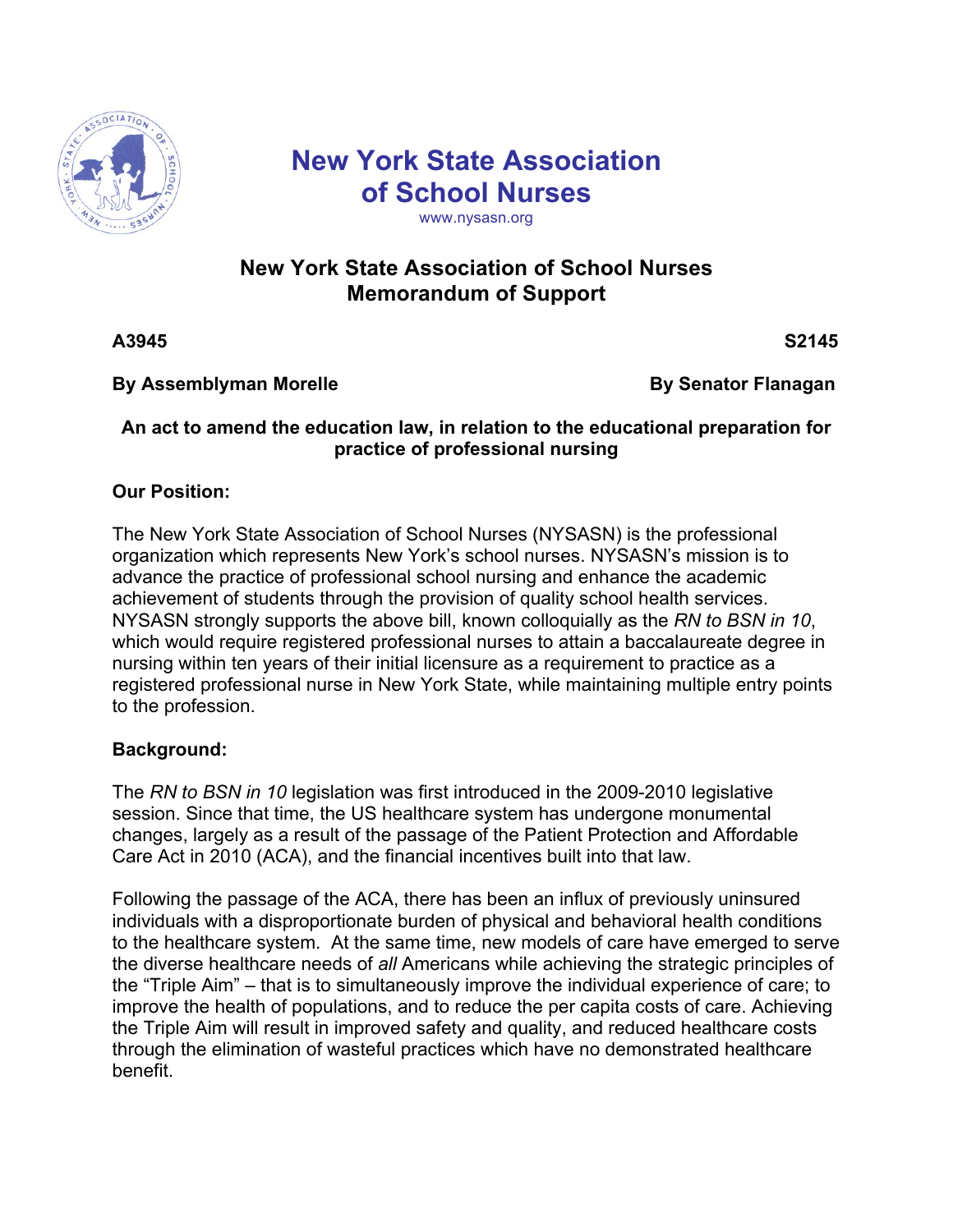# New York State Association of School Nurses

www.nysasn.org

## New York State Association of School Nurses Memorandum of Support

**A3945** **S2145**

**By Assemblyman Morelle** **By Senator Flanagan**

**An act to amend the education law, in relation to the educational preparation for practice of professional nursing**

**Our Position:**

The New York State Association of School Nurses (NYSASN) is the professional organization which represents New York's school nurses. NYSASN's mission is to advance the practice of professional school nursing and enhance the academic achievement of students through the provision of quality school health services. NYSASN strongly supports the above bill, known colloquially as the *RN to BSN in 10*, which would require registered professional nurses to attain a baccalaureate degree in nursing within ten years of their initial licensure as a requirement to practice as a registered professional nurse in New York State, while maintaining multiple entry points to the profession.

**Background:**

The *RN to BSN in 10* legislation was first introduced in the 2009-2010 legislative session. Since that time, the US healthcare system has undergone monumental changes, largely as a result of the passage of the Patient Protection and Affordable Care Act in 2010 (ACA), and the financial incentives built into that law.

Following the passage of the ACA, there has been an influx of previously uninsured individuals with a disproportionate burden of physical and behavioral health conditions to the healthcare system. At the same time, new models of care have emerged to serve the diverse healthcare needs of *all* Americans while achieving the strategic principles of the "Triple Aim" – that is to simultaneously improve the individual experience of care; to improve the health of populations, and to reduce the per capita costs of care. Achieving the Triple Aim will result in improved safety and quality, and reduced healthcare costs through the elimination of wasteful practices which have no demonstrated healthcare benefit.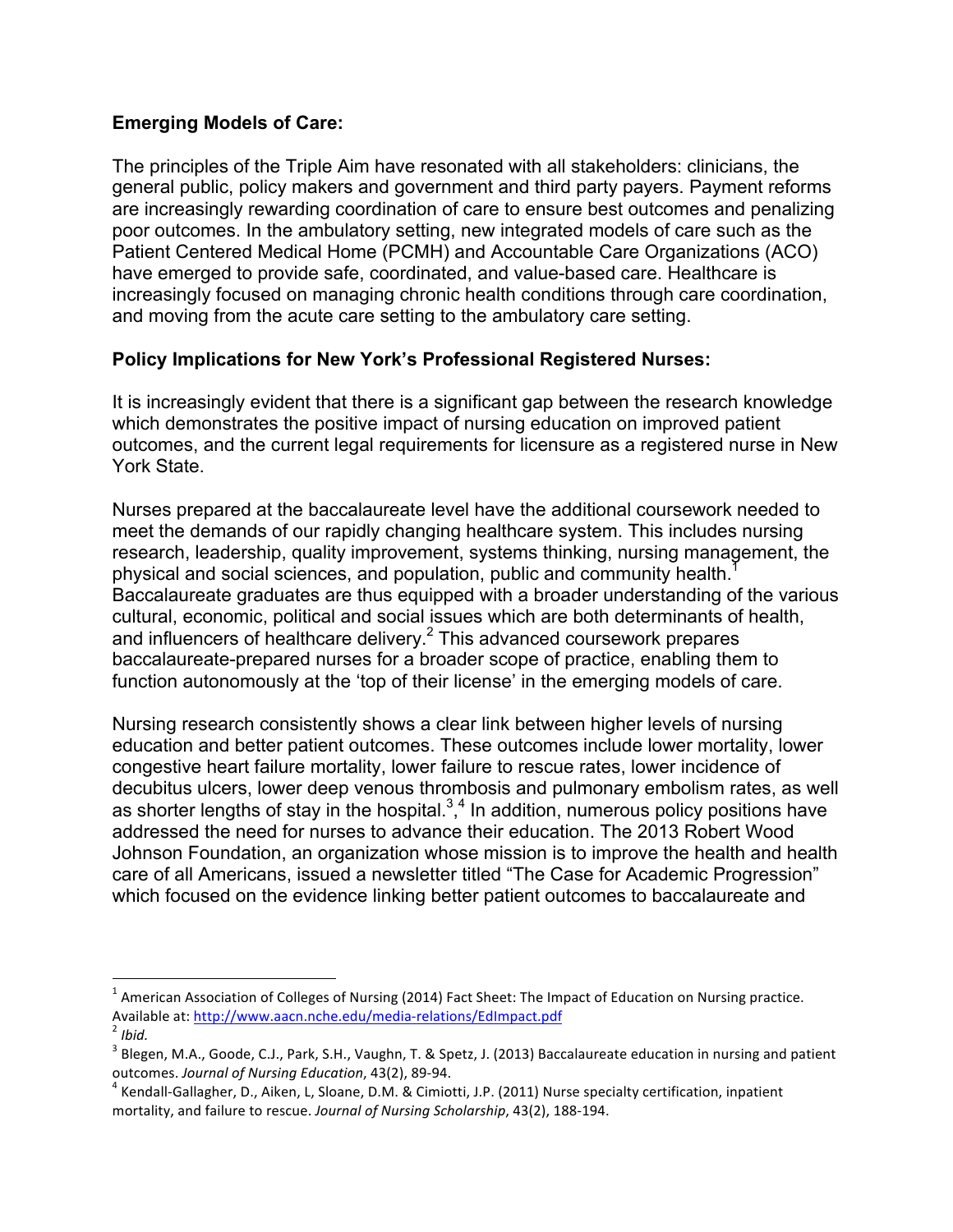**Emerging Models of Care:**

The principles of the Triple Aim have resonated with all stakeholders: clinicians, the general public, policy makers and government and third party payers. Payment reforms are increasingly rewarding coordination of care to ensure best outcomes and penalizing poor outcomes. In the ambulatory setting, new integrated models of care such as the Patient Centered Medical Home (PCMH) and Accountable Care Organizations (ACO) have emerged to provide safe, coordinated, and value-based care. Healthcare is increasingly focused on managing chronic health conditions through care coordination, and moving from the acute care setting to the ambulatory care setting.

**Policy Implications for New York's Professional Registered Nurses:**

It is increasingly evident that there is a significant gap between the research knowledge which demonstrates the positive impact of nursing education on improved patient outcomes, and the current legal requirements for licensure as a registered nurse in New York State.

Nurses prepared at the baccalaureate level have the additional coursework needed to meet the demands of our rapidly changing healthcare system. This includes nursing research, leadership, quality improvement, systems thinking, nursing management, the physical and social sciences, and population, public and community health.[1] Baccalaureate graduates are thus equipped with a broader understanding of the various cultural, economic, political and social issues which are both determinants of health, and influencers of healthcare delivery.[2] This advanced coursework prepares baccalaureate-prepared nurses for a broader scope of practice, enabling them to function autonomously at the 'top of their license' in the emerging models of care.

Nursing research consistently shows a clear link between higher levels of nursing education and better patient outcomes. These outcomes include lower mortality, lower congestive heart failure mortality, lower failure to rescue rates, lower incidence of decubitus ulcers, lower deep venous thrombosis and pulmonary embolism rates, as well as shorter lengths of stay in the hospital.[3],[4] In addition, numerous policy positions have addressed the need for nurses to advance their education. The 2013 Robert Wood Johnson Foundation, an organization whose mission is to improve the health and health care of all Americans, issued a newsletter titled "The Case for Academic Progression" which focused on the evidence linking better patient outcomes to baccalaureate and

---

[1] American Association of Colleges of Nursing (2014) Fact Sheet: The Impact of Education on Nursing practice. Available at: http://www.aacn.nche.edu/media-relations/EdImpact.pdf

[2] *Ibid.*

[3] Blegen, M.A., Goode, C.J., Park, S.H., Vaughn, T. & Spetz, J. (2013) Baccalaureate education in nursing and patient outcomes. *Journal of Nursing Education*, 43(2), 89-94.

[4] Kendall-Gallagher, D., Aiken, L, Sloane, D.M. & Cimiotti, J.P. (2011) Nurse specialty certification, inpatient mortality, and failure to rescue. *Journal of Nursing Scholarship*, 43(2), 188-194.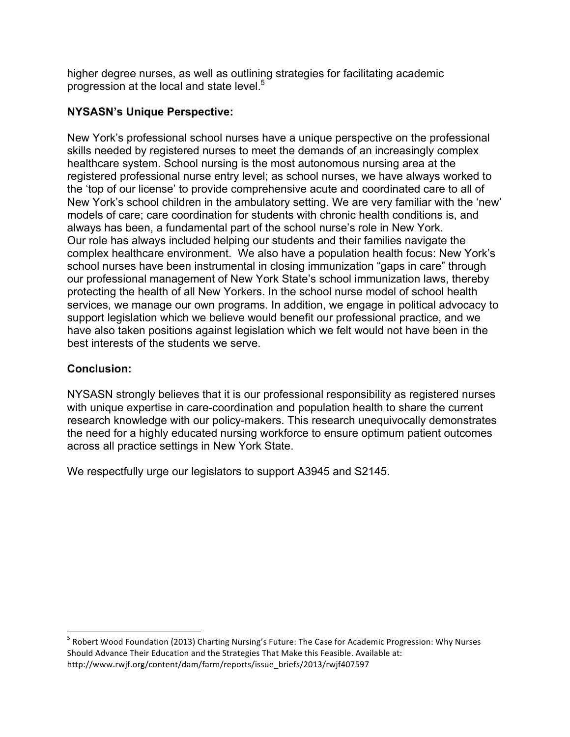higher degree nurses, as well as outlining strategies for facilitating academic progression at the local and state level.[5]

**NYSASN's Unique Perspective:**

New York's professional school nurses have a unique perspective on the professional skills needed by registered nurses to meet the demands of an increasingly complex healthcare system. School nursing is the most autonomous nursing area at the registered professional nurse entry level; as school nurses, we have always worked to the 'top of our license' to provide comprehensive acute and coordinated care to all of New York's school children in the ambulatory setting. We are very familiar with the 'new' models of care; care coordination for students with chronic health conditions is, and always has been, a fundamental part of the school nurse's role in New York. Our role has always included helping our students and their families navigate the complex healthcare environment. We also have a population health focus: New York's school nurses have been instrumental in closing immunization "gaps in care" through our professional management of New York State's school immunization laws, thereby protecting the health of all New Yorkers. In the school nurse model of school health services, we manage our own programs. In addition, we engage in political advocacy to support legislation which we believe would benefit our professional practice, and we have also taken positions against legislation which we felt would not have been in the best interests of the students we serve.

**Conclusion:**

NYSASN strongly believes that it is our professional responsibility as registered nurses with unique expertise in care-coordination and population health to share the current research knowledge with our policy-makers. This research unequivocally demonstrates the need for a highly educated nursing workforce to ensure optimum patient outcomes across all practice settings in New York State.

We respectfully urge our legislators to support A3945 and S2145.

---

[5] Robert Wood Foundation (2013) Charting Nursing's Future: The Case for Academic Progression: Why Nurses Should Advance Their Education and the Strategies That Make this Feasible. Available at: http://www.rwjf.org/content/dam/farm/reports/issue_briefs/2013/rwjf407597